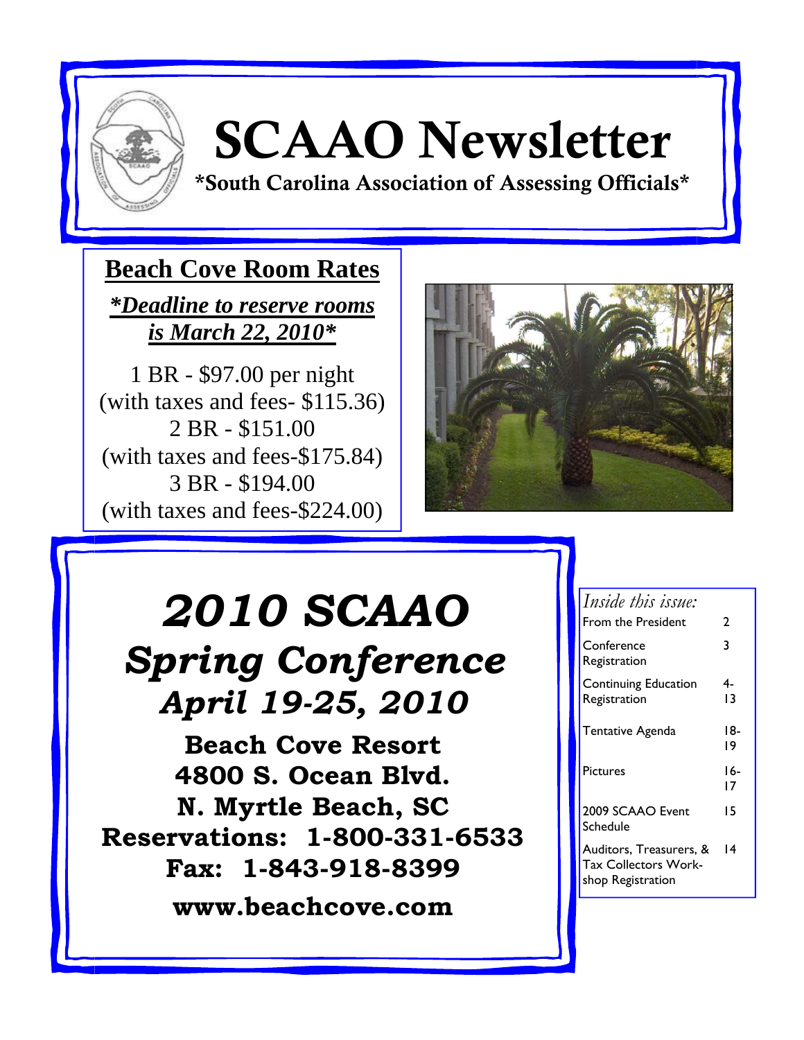# SCAAO Newsletter

**\*South Carolina Association of Assessing Officials\***

## Beach Cove Room Rates

***\*Deadline to reserve rooms is March 22, 2010\****

1 BR - $97.00 per night
(with taxes and fees- $115.36)
2 BR - $151.00
(with taxes and fees-$175.84)
3 BR - $194.00
(with taxes and fees-$224.00)

# *2010 SCAAO Spring Conference*

## *April 19-25, 2010*

**Beach Cove Resort**
**4800 S. Ocean Blvd.**
**N. Myrtle Beach, SC**
**Reservations: 1-800-331-6533**
**Fax: 1-843-918-8399**

**www.beachcove.com**

*Inside this issue:*

| | |
|---|---|
| From the President | 2 |
| Conference Registration | 3 |
| Continuing Education Registration | 4-13 |
| Tentative Agenda | 18-19 |
| Pictures | 16-17 |
| 2009 SCAAO Event Schedule | 15 |
| Auditors, Treasurers, & Tax Collectors Workshop Registration | 14 |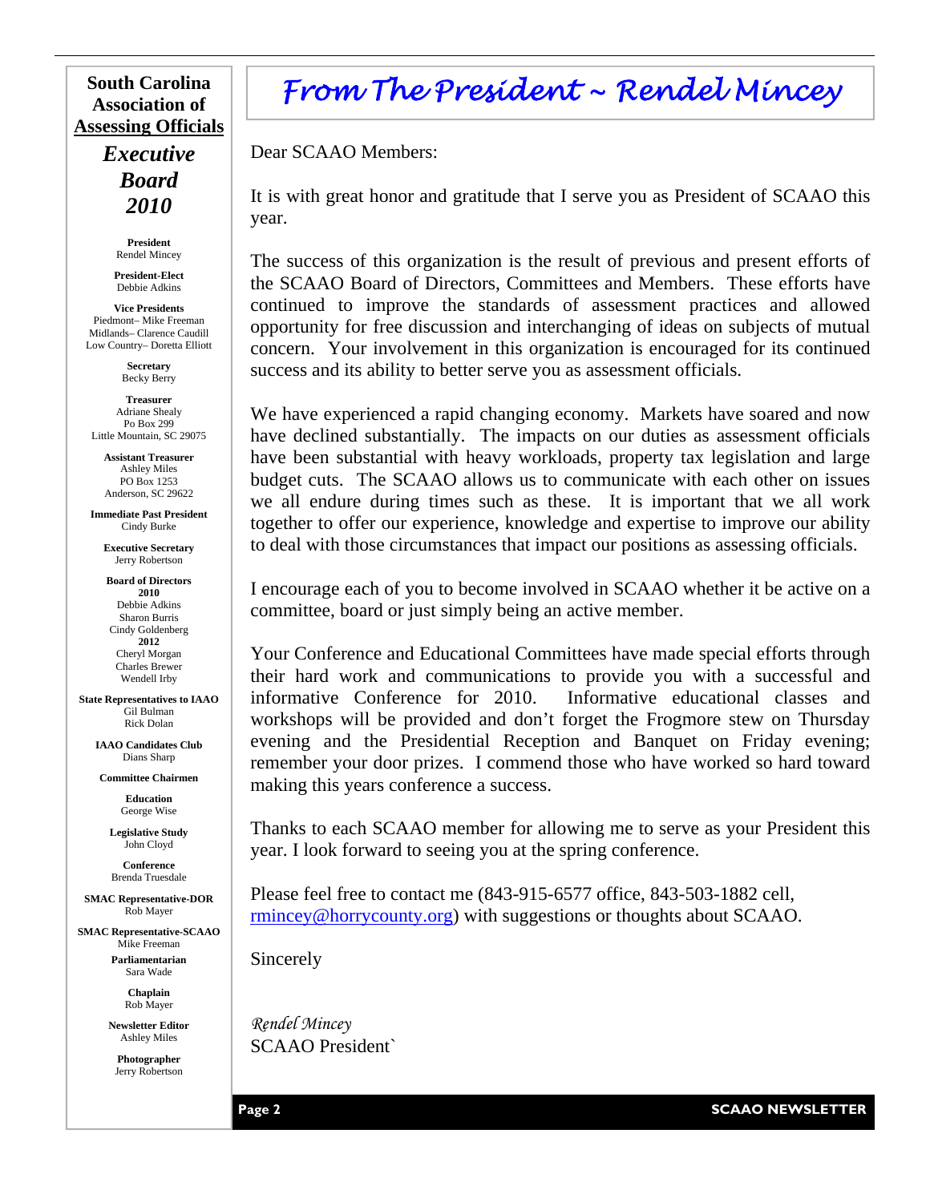**South Carolina Association of Assessing Officials**

***Executive Board 2010***

**President**
Rendel Mincey

**President-Elect**
Debbie Adkins

**Vice Presidents**
Piedmont– Mike Freeman
Midlands– Clarence Caudill
Low Country– Doretta Elliott

**Secretary**
Becky Berry

**Treasurer**
Adriane Shealy
Po Box 299
Little Mountain, SC 29075

**Assistant Treasurer**
Ashley Miles
PO Box 1253
Anderson, SC 29622

**Immediate Past President**
Cindy Burke

**Executive Secretary**
Jerry Robertson

**Board of Directors**
**2010**
Debbie Adkins
Sharon Burris
Cindy Goldenberg
**2012**
Cheryl Morgan
Charles Brewer
Wendell Irby

**State Representatives to IAAO**
Gil Bulman
Rick Dolan

**IAAO Candidates Club**
Dians Sharp

**Committee Chairmen**

**Education**
George Wise

**Legislative Study**
John Cloyd

**Conference**
Brenda Truesdale

**SMAC Representative-DOR**
Rob Mayer

**SMAC Representative-SCAAO**
Mike Freeman

**Parliamentarian**
Sara Wade

**Chaplain**
Rob Mayer

**Newsletter Editor**
Ashley Miles

**Photographer**
Jerry Robertson

# *From The President ~ Rendel Mincey*

Dear SCAAO Members:

It is with great honor and gratitude that I serve you as President of SCAAO this year.

The success of this organization is the result of previous and present efforts of the SCAAO Board of Directors, Committees and Members. These efforts have continued to improve the standards of assessment practices and allowed opportunity for free discussion and interchanging of ideas on subjects of mutual concern. Your involvement in this organization is encouraged for its continued success and its ability to better serve you as assessment officials.

We have experienced a rapid changing economy. Markets have soared and now have declined substantially. The impacts on our duties as assessment officials have been substantial with heavy workloads, property tax legislation and large budget cuts. The SCAAO allows us to communicate with each other on issues we all endure during times such as these. It is important that we all work together to offer our experience, knowledge and expertise to improve our ability to deal with those circumstances that impact our positions as assessing officials.

I encourage each of you to become involved in SCAAO whether it be active on a committee, board or just simply being an active member.

Your Conference and Educational Committees have made special efforts through their hard work and communications to provide you with a successful and informative Conference for 2010. Informative educational classes and workshops will be provided and don't forget the Frogmore stew on Thursday evening and the Presidential Reception and Banquet on Friday evening; remember your door prizes. I commend those who have worked so hard toward making this years conference a success.

Thanks to each SCAAO member for allowing me to serve as your President this year. I look forward to seeing you at the spring conference.

Please feel free to contact me (843-915-6577 office, 843-503-1882 cell, rmincey@horrycounty.org) with suggestions or thoughts about SCAAO.

Sincerely

*Rendel Mincey*
SCAAO President`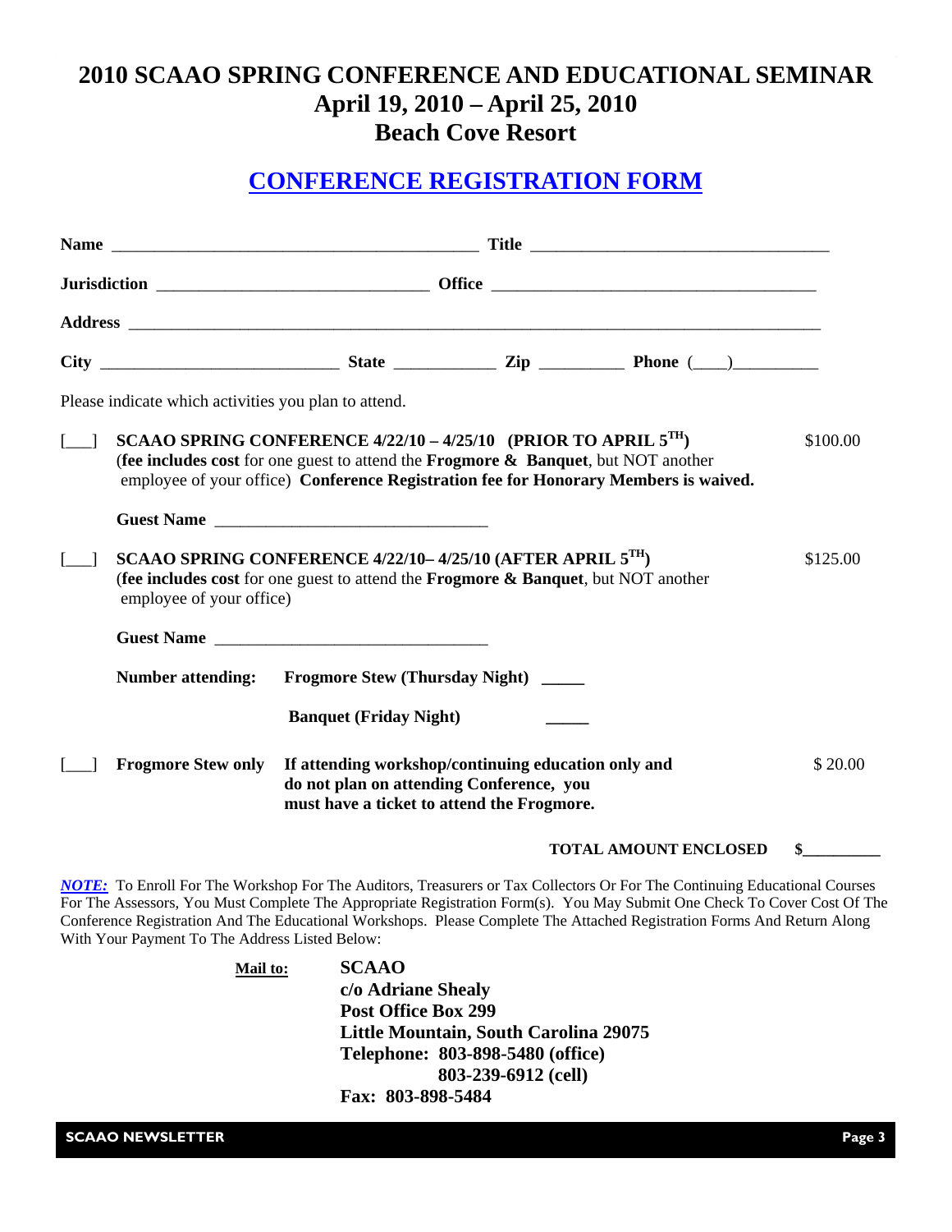# 2010 SCAAO SPRING CONFERENCE AND EDUCATIONAL SEMINAR
## April 19, 2010 – April 25, 2010
## Beach Cove Resort

## CONFERENCE REGISTRATION FORM

**Name** ___________________________________________ **Title** __________________________________

**Jurisdiction** _______________________________ **Office** _____________________________________

**Address** ______________________________________________________________________________

**City** ___________________________ **State** ___________ **Zip** __________ **Phone** (____)__________

Please indicate which activities you plan to attend.

[___] **SCAAO SPRING CONFERENCE 4/22/10 – 4/25/10 (PRIOR TO APRIL 5TH)** $100.00
(**fee includes cost** for one guest to attend the **Frogmore & Banquet**, but NOT another employee of your office) **Conference Registration fee for Honorary Members is waived.**

**Guest Name** _______________________________

[___] **SCAAO SPRING CONFERENCE 4/22/10– 4/25/10 (AFTER APRIL 5TH)** $125.00
(**fee includes cost** for one guest to attend the **Frogmore & Banquet**, but NOT another employee of your office)

**Guest Name** _______________________________

**Number attending:** **Frogmore Stew (Thursday Night)** _____

**Banquet (Friday Night)** _____

[___] **Frogmore Stew only** **If attending workshop/continuing education only and do not plan on attending Conference, you must have a ticket to attend the Frogmore.** $ 20.00

**TOTAL AMOUNT ENCLOSED $_________**

***NOTE:*** To Enroll For The Workshop For The Auditors, Treasurers or Tax Collectors Or For The Continuing Educational Courses For The Assessors, You Must Complete The Appropriate Registration Form(s). You May Submit One Check To Cover Cost Of The Conference Registration And The Educational Workshops. Please Complete The Attached Registration Forms And Return Along With Your Payment To The Address Listed Below:

**Mail to:**
**SCAAO**
**c/o Adriane Shealy**
**Post Office Box 299**
**Little Mountain, South Carolina 29075**
**Telephone: 803-898-5480 (office)**
**803-239-6912 (cell)**
**Fax: 803-898-5484**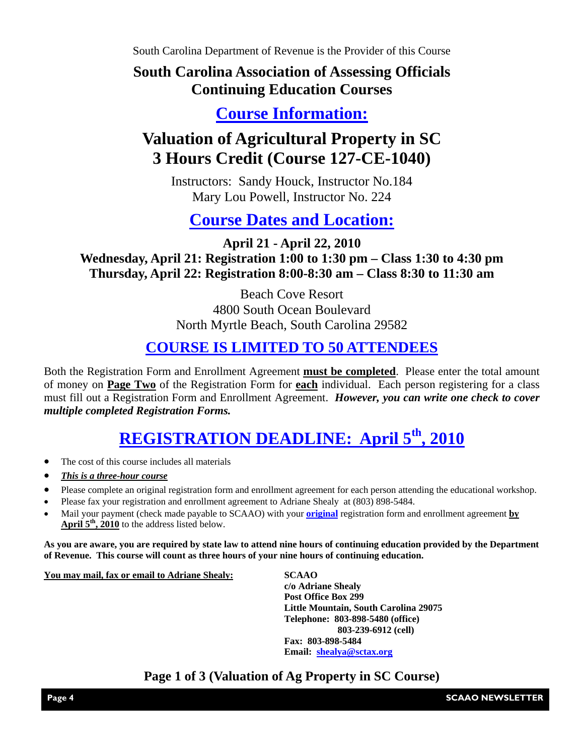South Carolina Department of Revenue is the Provider of this Course

# South Carolina Association of Assessing Officials Continuing Education Courses

## Course Information:

# Valuation of Agricultural Property in SC 3 Hours Credit (Course 127-CE-1040)

Instructors: Sandy Houck, Instructor No.184
Mary Lou Powell, Instructor No. 224

## Course Dates and Location:

**April 21 - April 22, 2010**
**Wednesday, April 21: Registration 1:00 to 1:30 pm – Class 1:30 to 4:30 pm**
**Thursday, April 22: Registration 8:00-8:30 am – Class 8:30 to 11:30 am**

Beach Cove Resort
4800 South Ocean Boulevard
North Myrtle Beach, South Carolina 29582

## COURSE IS LIMITED TO 50 ATTENDEES

Both the Registration Form and Enrollment Agreement **must be completed**. Please enter the total amount of money on **Page Two** of the Registration Form for **each** individual. Each person registering for a class must fill out a Registration Form and Enrollment Agreement. ***However, you can write one check to cover multiple completed Registration Forms.***

## REGISTRATION DEADLINE: April 5th, 2010

- The cost of this course includes all materials
- ***This is a three-hour course***
- Please complete an original registration form and enrollment agreement for each person attending the educational workshop.
- Please fax your registration and enrollment agreement to Adriane Shealy at (803) 898-5484.
- Mail your payment (check made payable to SCAAO) with your **original** registration form and enrollment agreement **by April 5th, 2010** to the address listed below.

**As you are aware, you are required by state law to attend nine hours of continuing education provided by the Department of Revenue. This course will count as three hours of your nine hours of continuing education.**

**You may mail, fax or email to Adriane Shealy:**

**SCAAO**
**c/o Adriane Shealy**
**Post Office Box 299**
**Little Mountain, South Carolina 29075**
**Telephone: 803-898-5480 (office)**
**803-239-6912 (cell)**
**Fax: 803-898-5484**
**Email: shealya@sctax.org**

**Page 1 of 3 (Valuation of Ag Property in SC Course)**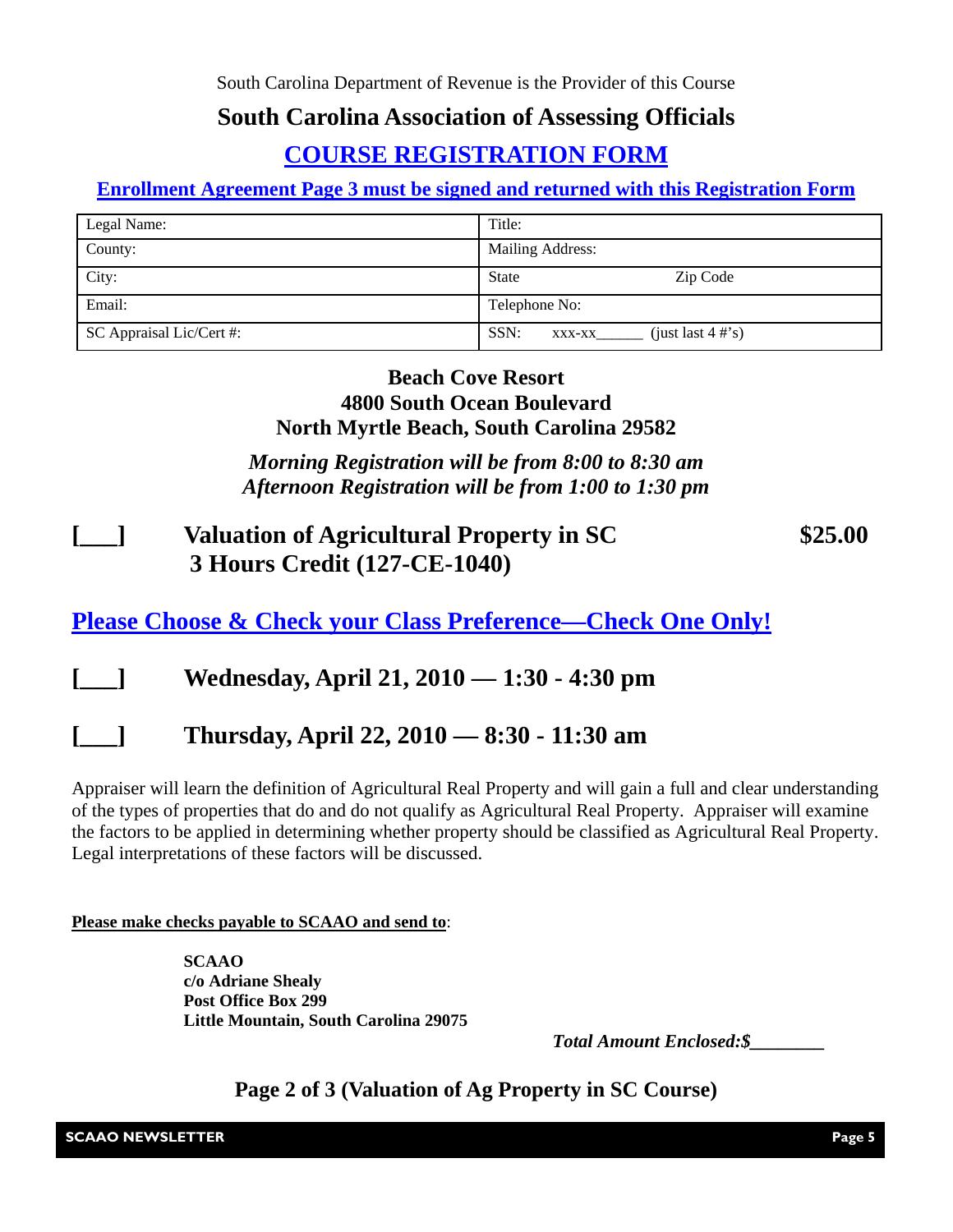South Carolina Department of Revenue is the Provider of this Course

## South Carolina Association of Assessing Officials

## COURSE REGISTRATION FORM

**Enrollment Agreement Page 3 must be signed and returned with this Registration Form**

| Legal Name: | Title: |
|---|---|
| County: | Mailing Address: |
| City: | State Zip Code |
| Email: | Telephone No: |
| SC Appraisal Lic/Cert #: | SSN: xxx-xx______ (just last 4 #'s) |

**Beach Cove Resort**
**4800 South Ocean Boulevard**
**North Myrtle Beach, South Carolina 29582**

***Morning Registration will be from 8:00 to 8:30 am***
***Afternoon Registration will be from 1:00 to 1:30 pm***

**[___] Valuation of Agricultural Property in SC $25.00**
**3 Hours Credit (127-CE-1040)**

**Please Choose & Check your Class Preference—Check One Only!**

**[___] Wednesday, April 21, 2010 — 1:30 - 4:30 pm**

**[___] Thursday, April 22, 2010 — 8:30 - 11:30 am**

Appraiser will learn the definition of Agricultural Real Property and will gain a full and clear understanding of the types of properties that do and do not qualify as Agricultural Real Property. Appraiser will examine the factors to be applied in determining whether property should be classified as Agricultural Real Property. Legal interpretations of these factors will be discussed.

**Please make checks payable to SCAAO and send to**:

**SCAAO**
**c/o Adriane Shealy**
**Post Office Box 299**
**Little Mountain, South Carolina 29075**

***Total Amount Enclosed:$________***

**Page 2 of 3 (Valuation of Ag Property in SC Course)**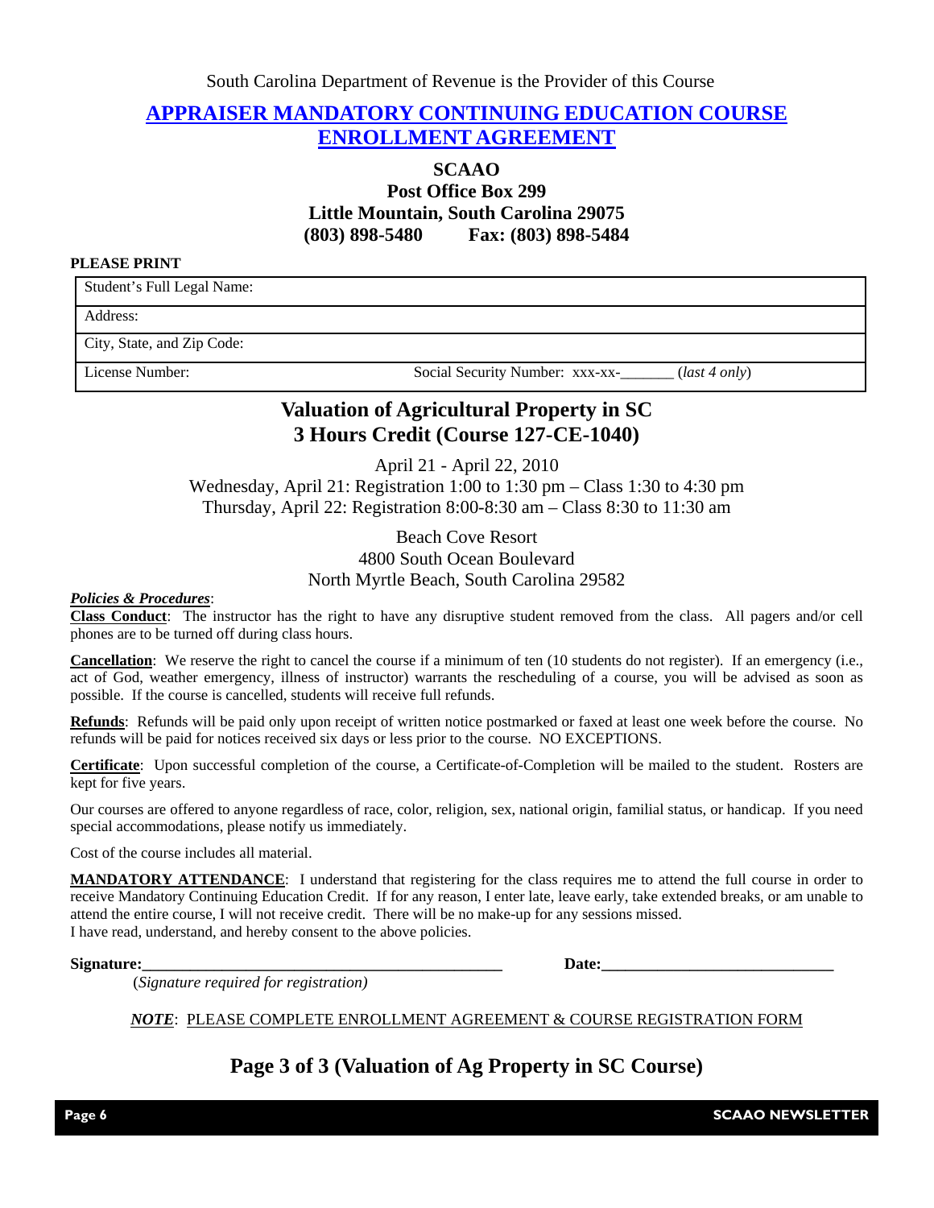South Carolina Department of Revenue is the Provider of this Course

# APPRAISER MANDATORY CONTINUING EDUCATION COURSE ENROLLMENT AGREEMENT

**SCAAO**
**Post Office Box 299**
**Little Mountain, South Carolina 29075**
**(803) 898-5480 Fax: (803) 898-5484**

**PLEASE PRINT**

| Student's Full Legal Name: | |
|---|---|
| Address: | |
| City, State, and Zip Code: | |
| License Number: | Social Security Number: xxx-xx-_______ (*last 4 only*) |

## Valuation of Agricultural Property in SC
## 3 Hours Credit (Course 127-CE-1040)

April 21 - April 22, 2010
Wednesday, April 21: Registration 1:00 to 1:30 pm – Class 1:30 to 4:30 pm
Thursday, April 22: Registration 8:00-8:30 am – Class 8:30 to 11:30 am

Beach Cove Resort
4800 South Ocean Boulevard
North Myrtle Beach, South Carolina 29582

***Policies & Procedures***:

**Class Conduct**: The instructor has the right to have any disruptive student removed from the class. All pagers and/or cell phones are to be turned off during class hours.

**Cancellation**: We reserve the right to cancel the course if a minimum of ten (10 students do not register). If an emergency (i.e., act of God, weather emergency, illness of instructor) warrants the rescheduling of a course, you will be advised as soon as possible. If the course is cancelled, students will receive full refunds.

**Refunds**: Refunds will be paid only upon receipt of written notice postmarked or faxed at least one week before the course. No refunds will be paid for notices received six days or less prior to the course. NO EXCEPTIONS.

**Certificate**: Upon successful completion of the course, a Certificate-of-Completion will be mailed to the student. Rosters are kept for five years.

Our courses are offered to anyone regardless of race, color, religion, sex, national origin, familial status, or handicap. If you need special accommodations, please notify us immediately.

Cost of the course includes all material.

**MANDATORY ATTENDANCE**: I understand that registering for the class requires me to attend the full course in order to receive Mandatory Continuing Education Credit. If for any reason, I enter late, leave early, take extended breaks, or am unable to attend the entire course, I will not receive credit. There will be no make-up for any sessions missed.
I have read, understand, and hereby consent to the above policies.

**Signature:_______________________________________________** **Date:_____________________________**
(*Signature required for registration)*

***NOTE***: PLEASE COMPLETE ENROLLMENT AGREEMENT & COURSE REGISTRATION FORM

## Page 3 of 3 (Valuation of Ag Property in SC Course)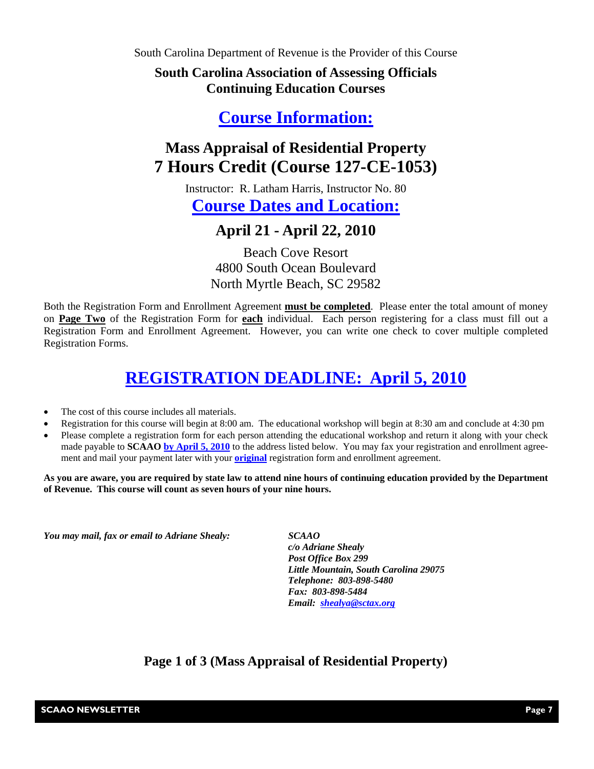South Carolina Department of Revenue is the Provider of this Course

**South Carolina Association of Assessing Officials**
**Continuing Education Courses**

# Course Information:

## Mass Appraisal of Residential Property
## 7 Hours Credit (Course 127-CE-1053)

Instructor: R. Latham Harris, Instructor No. 80

# Course Dates and Location:

## April 21 - April 22, 2010

Beach Cove Resort
4800 South Ocean Boulevard
North Myrtle Beach, SC 29582

Both the Registration Form and Enrollment Agreement **must be completed**. Please enter the total amount of money on **Page Two** of the Registration Form for **each** individual. Each person registering for a class must fill out a Registration Form and Enrollment Agreement. However, you can write one check to cover multiple completed Registration Forms.

# REGISTRATION DEADLINE: April 5, 2010

- The cost of this course includes all materials.
- Registration for this course will begin at 8:00 am. The educational workshop will begin at 8:30 am and conclude at 4:30 pm
- Please complete a registration form for each person attending the educational workshop and return it along with your check made payable to **SCAAO** **by April 5, 2010** to the address listed below. You may fax your registration and enrollment agreement and mail your payment later with your **original** registration form and enrollment agreement.

**As you are aware, you are required by state law to attend nine hours of continuing education provided by the Department of Revenue. This course will count as seven hours of your nine hours.**

***You may mail, fax or email to Adriane Shealy:***

***SCAAO***
***c/o Adriane Shealy***
***Post Office Box 299***
***Little Mountain, South Carolina 29075***
***Telephone: 803-898-5480***
***Fax: 803-898-5484***
***Email: shealya@sctax.org***

**Page 1 of 3 (Mass Appraisal of Residential Property)**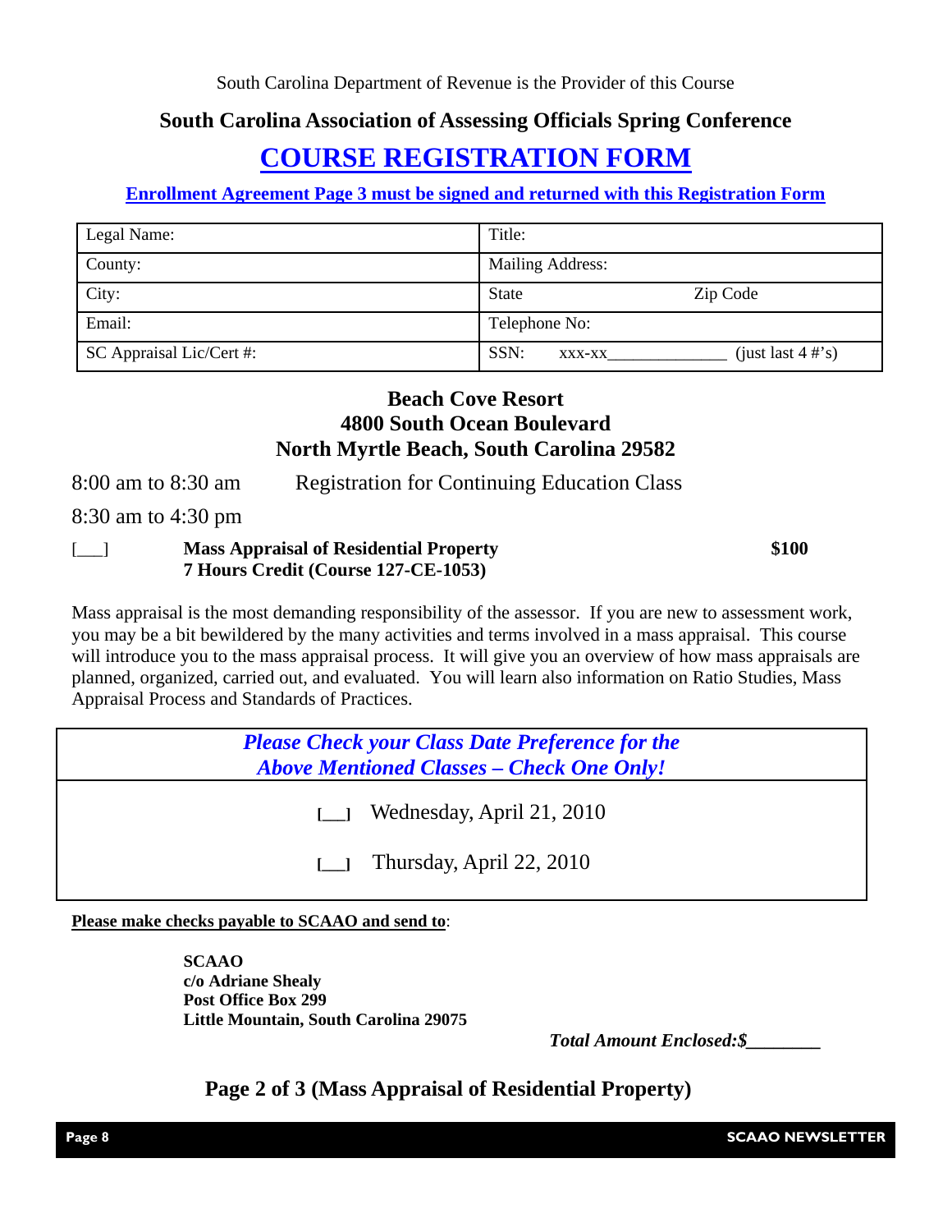South Carolina Department of Revenue is the Provider of this Course

**South Carolina Association of Assessing Officials Spring Conference**

# COURSE REGISTRATION FORM

**Enrollment Agreement Page 3 must be signed and returned with this Registration Form**

| Legal Name: | Title: |
|---|---|
| County: | Mailing Address: |
| City: | State Zip Code |
| Email: | Telephone No: |
| SC Appraisal Lic/Cert #: | SSN: xxx-xx______________ (just last 4 #'s) |

**Beach Cove Resort**
**4800 South Ocean Boulevard**
**North Myrtle Beach, South Carolina 29582**

8:00 am to 8:30 am Registration for Continuing Education Class

8:30 am to 4:30 pm

[___] **Mass Appraisal of Residential Property** **$100**
**7 Hours Credit (Course 127-CE-1053)**

Mass appraisal is the most demanding responsibility of the assessor. If you are new to assessment work, you may be a bit bewildered by the many activities and terms involved in a mass appraisal. This course will introduce you to the mass appraisal process. It will give you an overview of how mass appraisals are planned, organized, carried out, and evaluated. You will learn also information on Ratio Studies, Mass Appraisal Process and Standards of Practices.

***Please Check your Class Date Preference for the Above Mentioned Classes – Check One Only!***

[__] Wednesday, April 21, 2010

[__] Thursday, April 22, 2010

**Please make checks payable to SCAAO and send to**:

**SCAAO**
**c/o Adriane Shealy**
**Post Office Box 299**
**Little Mountain, South Carolina 29075**

***Total Amount Enclosed:$________***

**Page 2 of 3 (Mass Appraisal of Residential Property)**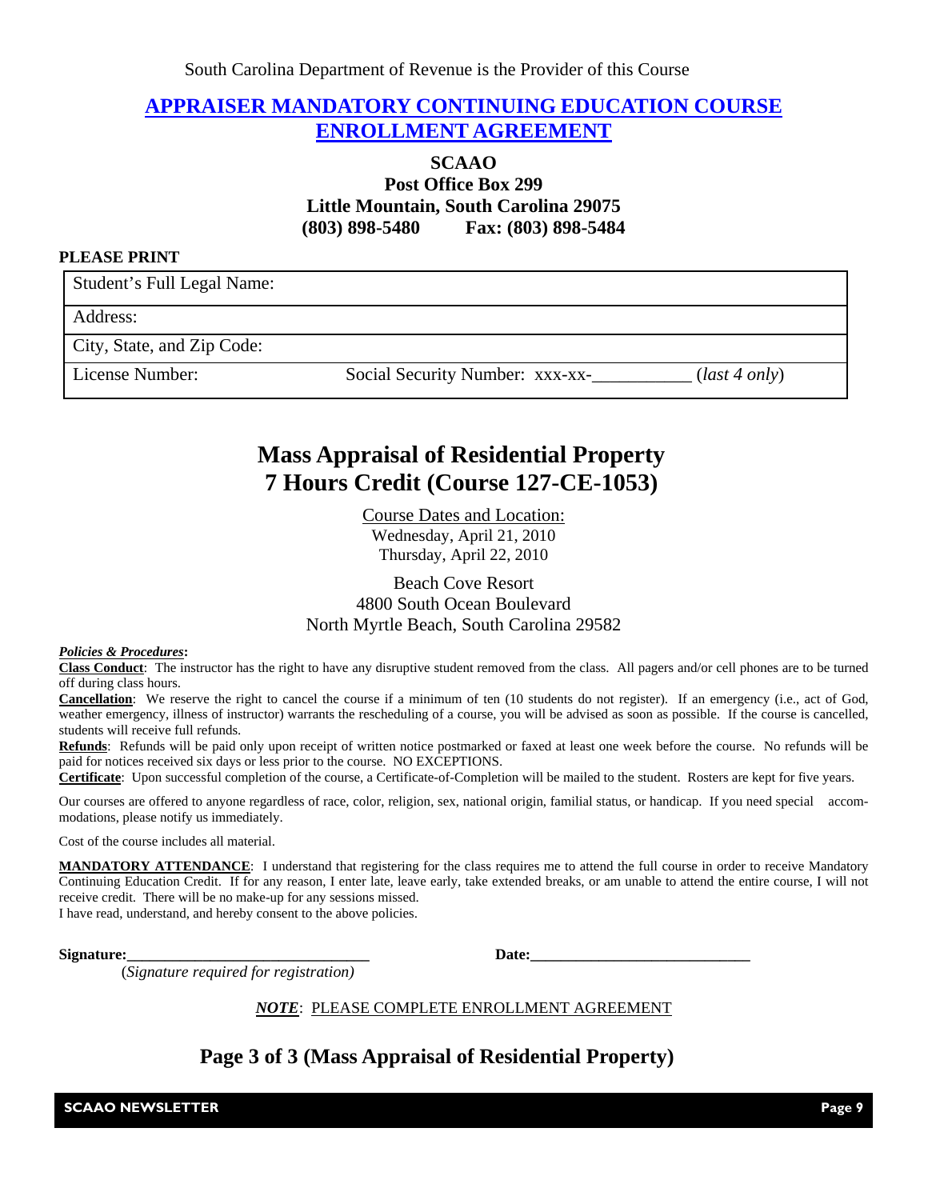South Carolina Department of Revenue is the Provider of this Course

# APPRAISER MANDATORY CONTINUING EDUCATION COURSE ENROLLMENT AGREEMENT

**SCAAO**
**Post Office Box 299**
**Little Mountain, South Carolina 29075**
**(803) 898-5480 Fax: (803) 898-5484**

**PLEASE PRINT**

| Student's Full Legal Name: | |
|---|---|
| Address: | |
| City, State, and Zip Code: | |
| License Number: | Social Security Number: xxx-xx-___________ (*last 4 only*) |

## Mass Appraisal of Residential Property
## 7 Hours Credit (Course 127-CE-1053)

Course Dates and Location:
Wednesday, April 21, 2010
Thursday, April 22, 2010

Beach Cove Resort
4800 South Ocean Boulevard
North Myrtle Beach, South Carolina 29582

***Policies & Procedures*:**

**Class Conduct**: The instructor has the right to have any disruptive student removed from the class. All pagers and/or cell phones are to be turned off during class hours.

**Cancellation**: We reserve the right to cancel the course if a minimum of ten (10 students do not register). If an emergency (i.e., act of God, weather emergency, illness of instructor) warrants the rescheduling of a course, you will be advised as soon as possible. If the course is cancelled, students will receive full refunds.

**Refunds**: Refunds will be paid only upon receipt of written notice postmarked or faxed at least one week before the course. No refunds will be paid for notices received six days or less prior to the course. NO EXCEPTIONS.

**Certificate**: Upon successful completion of the course, a Certificate-of-Completion will be mailed to the student. Rosters are kept for five years.

Our courses are offered to anyone regardless of race, color, religion, sex, national origin, familial status, or handicap. If you need special accommodations, please notify us immediately.

Cost of the course includes all material.

**MANDATORY ATTENDANCE**: I understand that registering for the class requires me to attend the full course in order to receive Mandatory Continuing Education Credit. If for any reason, I enter late, leave early, take extended breaks, or am unable to attend the entire course, I will not receive credit. There will be no make-up for any sessions missed.
I have read, understand, and hereby consent to the above policies.

**Signature:**_______________________________ **Date:**____________________________
(*Signature required for registration)*

***NOTE***: PLEASE COMPLETE ENROLLMENT AGREEMENT

## Page 3 of 3 (Mass Appraisal of Residential Property)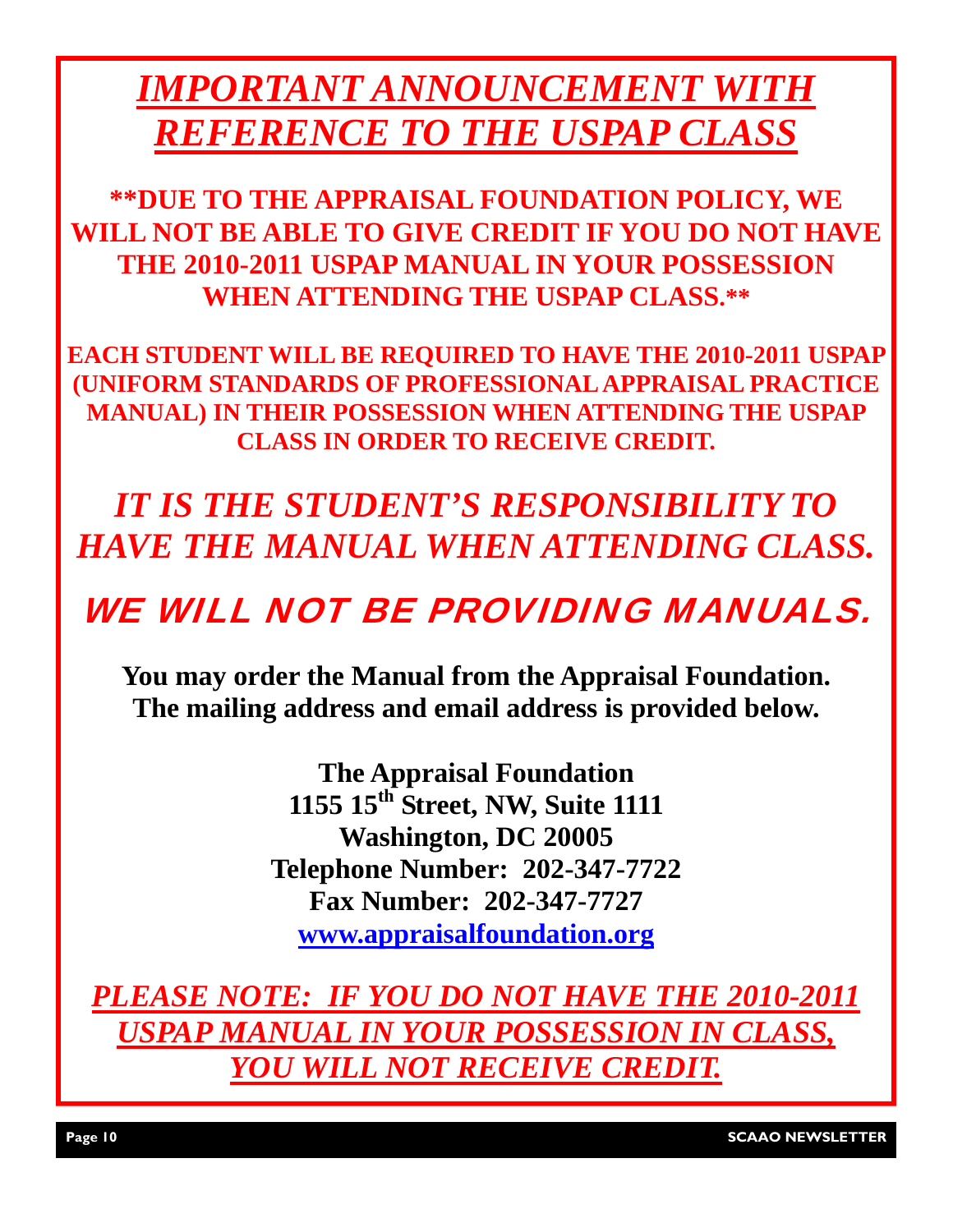# ***IMPORTANT ANNOUNCEMENT WITH REFERENCE TO THE USPAP CLASS***

**\*\*DUE TO THE APPRAISAL FOUNDATION POLICY, WE WILL NOT BE ABLE TO GIVE CREDIT IF YOU DO NOT HAVE THE 2010-2011 USPAP MANUAL IN YOUR POSSESSION WHEN ATTENDING THE USPAP CLASS.\*\***

**EACH STUDENT WILL BE REQUIRED TO HAVE THE 2010-2011 USPAP (UNIFORM STANDARDS OF PROFESSIONAL APPRAISAL PRACTICE MANUAL) IN THEIR POSSESSION WHEN ATTENDING THE USPAP CLASS IN ORDER TO RECEIVE CREDIT.**

***IT IS THE STUDENT'S RESPONSIBILITY TO HAVE THE MANUAL WHEN ATTENDING CLASS.***

***WE WILL NOT BE PROVIDING MANUALS.***

**You may order the Manual from the Appraisal Foundation. The mailing address and email address is provided below.**

**The Appraisal Foundation**
**1155 15th Street, NW, Suite 1111**
**Washington, DC 20005**
**Telephone Number: 202-347-7722**
**Fax Number: 202-347-7727**
**www.appraisalfoundation.org**

***PLEASE NOTE: IF YOU DO NOT HAVE THE 2010-2011 USPAP MANUAL IN YOUR POSSESSION IN CLASS, YOU WILL NOT RECEIVE CREDIT.***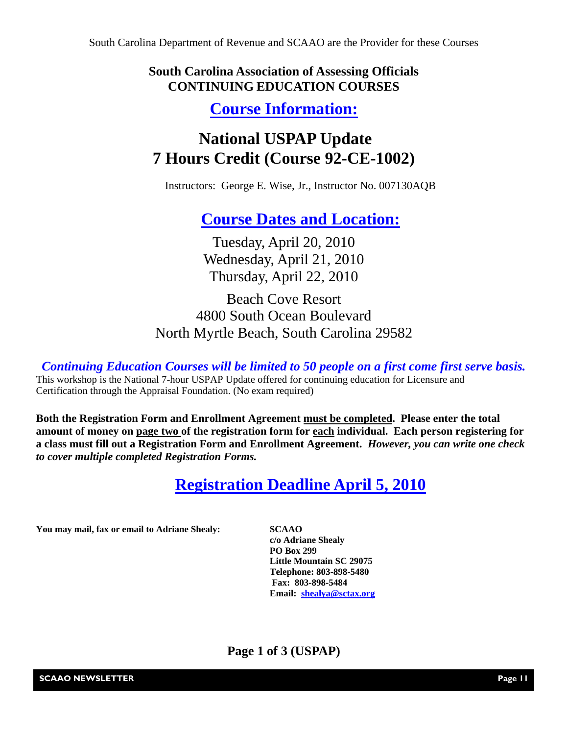South Carolina Department of Revenue and SCAAO are the Provider for these Courses

**South Carolina Association of Assessing Officials**
**CONTINUING EDUCATION COURSES**

## Course Information:

# National USPAP Update
# 7 Hours Credit (Course 92-CE-1002)

Instructors: George E. Wise, Jr., Instructor No. 007130AQB

## Course Dates and Location:

Tuesday, April 20, 2010
Wednesday, April 21, 2010
Thursday, April 22, 2010

Beach Cove Resort
4800 South Ocean Boulevard
North Myrtle Beach, South Carolina 29582

***Continuing Education Courses will be limited to 50 people on a first come first serve basis.***

This workshop is the National 7-hour USPAP Update offered for continuing education for Licensure and Certification through the Appraisal Foundation. (No exam required)

**Both the Registration Form and Enrollment Agreement must be completed. Please enter the total amount of money on page two of the registration form for each individual. Each person registering for a class must fill out a Registration Form and Enrollment Agreement.** ***However, you can write one check to cover multiple completed Registration Forms.***

## Registration Deadline April 5, 2010

**You may mail, fax or email to Adriane Shealy:**

**SCAAO**
**c/o Adriane Shealy**
**PO Box 299**
**Little Mountain SC 29075**
**Telephone: 803-898-5480**
**Fax: 803-898-5484**
**Email: shealya@sctax.org**

**Page 1 of 3 (USPAP)**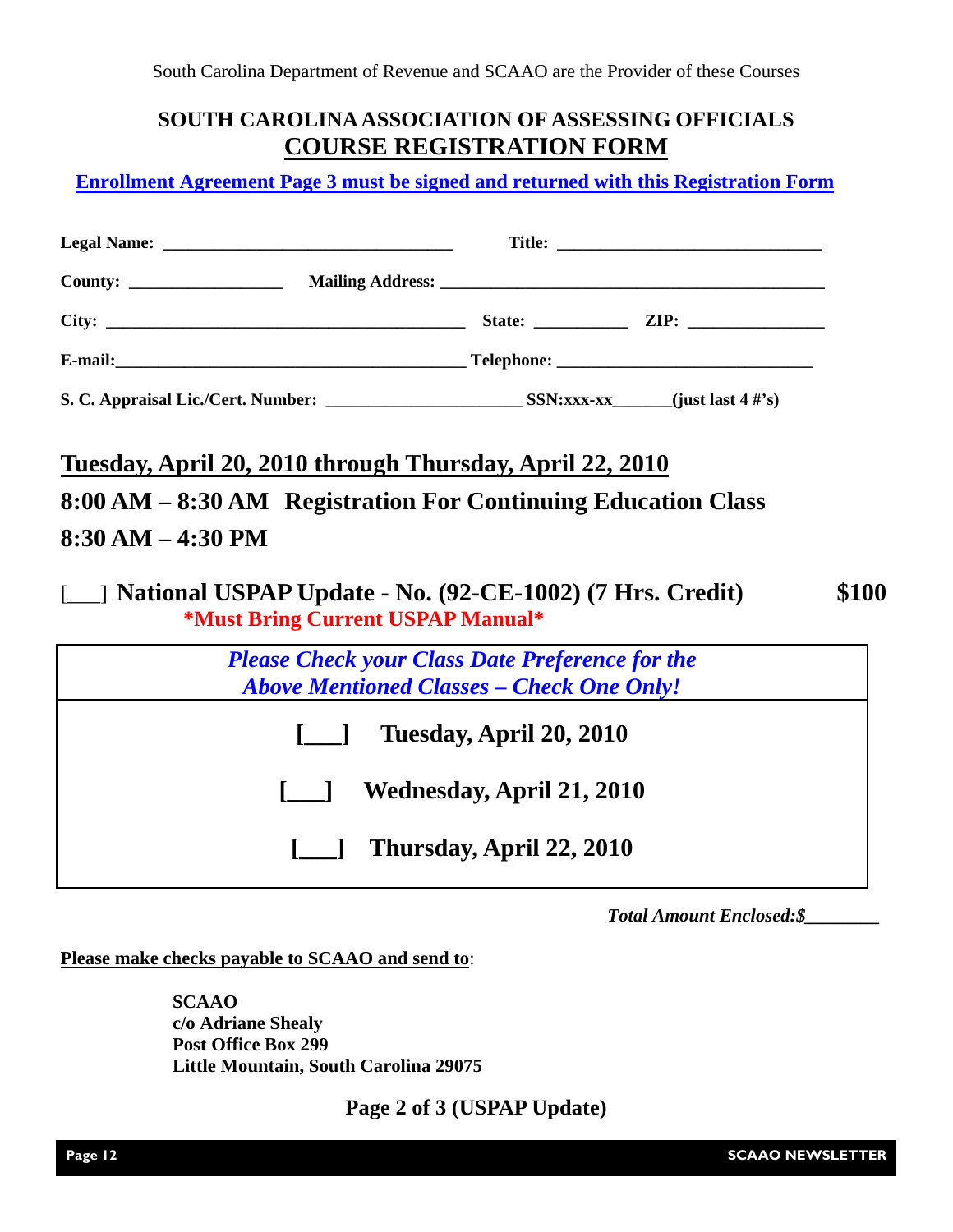South Carolina Department of Revenue and SCAAO are the Provider of these Courses

## SOUTH CAROLINA ASSOCIATION OF ASSESSING OFFICIALS
## COURSE REGISTRATION FORM

**Enrollment Agreement Page 3 must be signed and returned with this Registration Form**

**Legal Name:** _______________________________ **Title:** ___________________________

**County:** _______________ **Mailing Address:** ________________________________________

**City:** ______________________________________ **State:** __________ **ZIP:** ______________

**E-mail:**______________________________________ **Telephone:** ____________________________

**S. C. Appraisal Lic./Cert. Number:** ____________________ **SSN:xxx-xx______(just last 4 #'s)**

**Tuesday, April 20, 2010 through Thursday, April 22, 2010**

**8:00 AM – 8:30 AM Registration For Continuing Education Class**

**8:30 AM – 4:30 PM**

[___] **National USPAP Update - No. (92-CE-1002) (7 Hrs. Credit)** **$100**

**\*Must Bring Current USPAP Manual\***

***Please Check your Class Date Preference for the Above Mentioned Classes – Check One Only!***

**[___] Tuesday, April 20, 2010**

**[___] Wednesday, April 21, 2010**

**[___] Thursday, April 22, 2010**

***Total Amount Enclosed:$________***

**Please make checks payable to SCAAO and send to**:

**SCAAO**
**c/o Adriane Shealy**
**Post Office Box 299**
**Little Mountain, South Carolina 29075**

**Page 2 of 3 (USPAP Update)**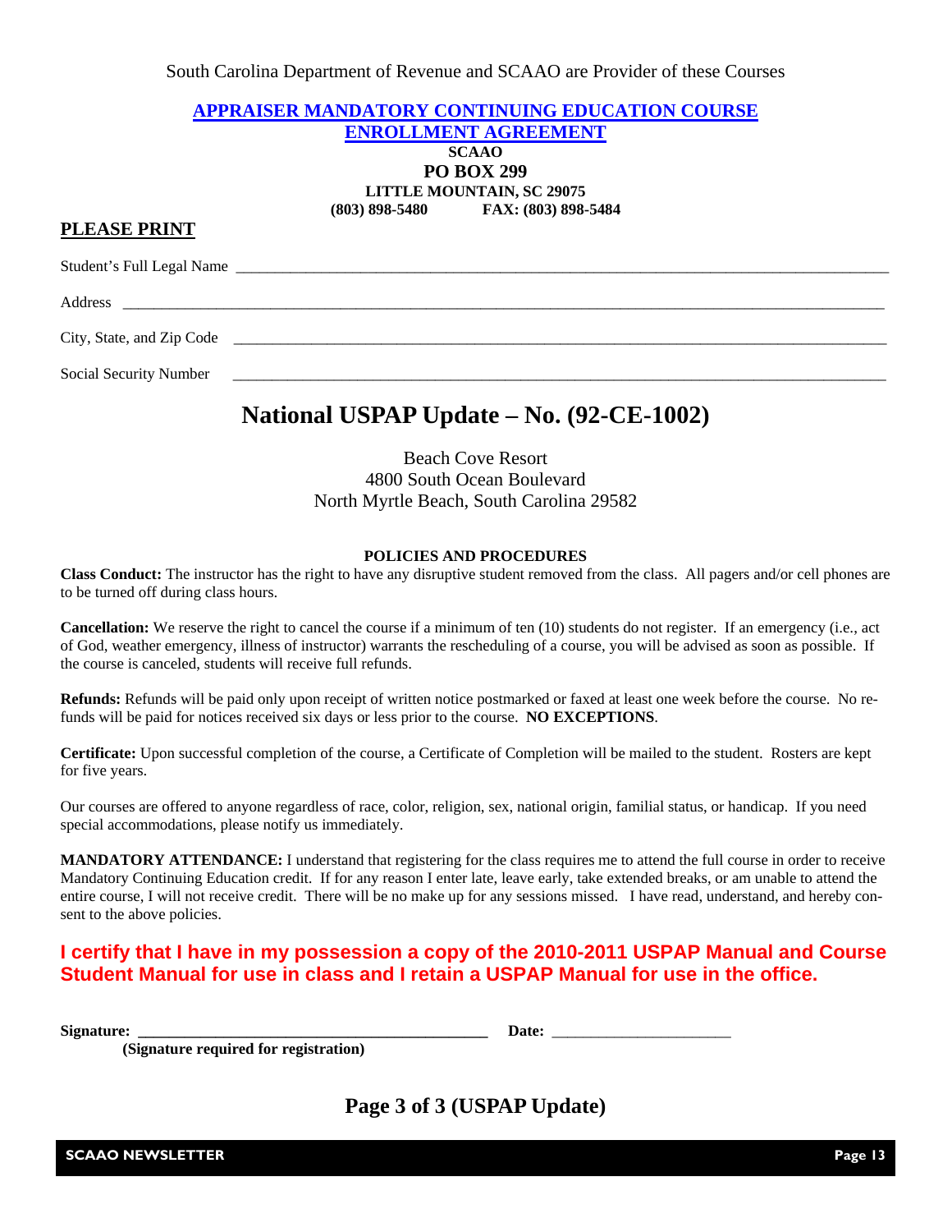South Carolina Department of Revenue and SCAAO are Provider of these Courses

## APPRAISER MANDATORY CONTINUING EDUCATION COURSE ENROLLMENT AGREEMENT

**SCAAO**
**PO BOX 299**
**LITTLE MOUNTAIN, SC 29075**
**(803) 898-5480 FAX: (803) 898-5484**

**PLEASE PRINT**

Student's Full Legal Name ____________________________________________

Address ____________________________________________

City, State, and Zip Code ____________________________________________

Social Security Number ____________________________________________

# National USPAP Update – No. (92-CE-1002)

Beach Cove Resort
4800 South Ocean Boulevard
North Myrtle Beach, South Carolina 29582

**POLICIES AND PROCEDURES**

**Class Conduct:** The instructor has the right to have any disruptive student removed from the class. All pagers and/or cell phones are to be turned off during class hours.

**Cancellation:** We reserve the right to cancel the course if a minimum of ten (10) students do not register. If an emergency (i.e., act of God, weather emergency, illness of instructor) warrants the rescheduling of a course, you will be advised as soon as possible. If the course is canceled, students will receive full refunds.

**Refunds:** Refunds will be paid only upon receipt of written notice postmarked or faxed at least one week before the course. No refunds will be paid for notices received six days or less prior to the course. **NO EXCEPTIONS**.

**Certificate:** Upon successful completion of the course, a Certificate of Completion will be mailed to the student. Rosters are kept for five years.

Our courses are offered to anyone regardless of race, color, religion, sex, national origin, familial status, or handicap. If you need special accommodations, please notify us immediately.

**MANDATORY ATTENDANCE:** I understand that registering for the class requires me to attend the full course in order to receive Mandatory Continuing Education credit. If for any reason I enter late, leave early, take extended breaks, or am unable to attend the entire course, I will not receive credit. There will be no make up for any sessions missed. I have read, understand, and hereby consent to the above policies.

**I certify that I have in my possession a copy of the 2010-2011 USPAP Manual and Course Student Manual for use in class and I retain a USPAP Manual for use in the office.**

**Signature:** ______________________________ **Date:** ____________________
**(Signature required for registration)**

## Page 3 of 3 (USPAP Update)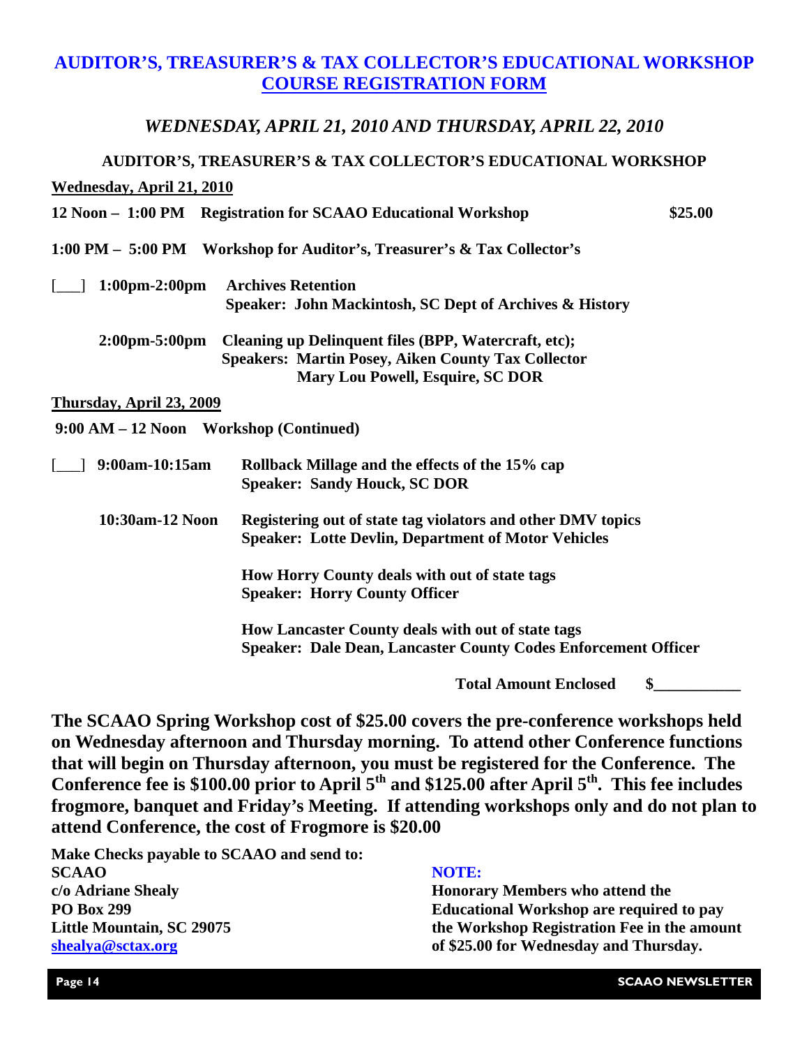# AUDITOR'S, TREASURER'S & TAX COLLECTOR'S EDUCATIONAL WORKSHOP COURSE REGISTRATION FORM

### *WEDNESDAY, APRIL 21, 2010 AND THURSDAY, APRIL 22, 2010*

**AUDITOR'S, TREASURER'S & TAX COLLECTOR'S EDUCATIONAL WORKSHOP**

**Wednesday, April 21, 2010**

**12 Noon – 1:00 PM Registration for SCAAO Educational Workshop $25.00**

**1:00 PM – 5:00 PM Workshop for Auditor's, Treasurer's & Tax Collector's**

[___] **1:00pm-2:00pm Archives Retention**
**Speaker: John Mackintosh, SC Dept of Archives & History**

**2:00pm-5:00pm Cleaning up Delinquent files (BPP, Watercraft, etc);**
**Speakers: Martin Posey, Aiken County Tax Collector**
**Mary Lou Powell, Esquire, SC DOR**

**Thursday, April 23, 2009**

**9:00 AM – 12 Noon Workshop (Continued)**

[___] **9:00am-10:15am Rollback Millage and the effects of the 15% cap**
**Speaker: Sandy Houck, SC DOR**

**10:30am-12 Noon Registering out of state tag violators and other DMV topics**
**Speaker: Lotte Devlin, Department of Motor Vehicles**

**How Horry County deals with out of state tags**
**Speaker: Horry County Officer**

**How Lancaster County deals with out of state tags**
**Speaker: Dale Dean, Lancaster County Codes Enforcement Officer**

**Total Amount Enclosed $___________**

**The SCAAO Spring Workshop cost of $25.00 covers the pre-conference workshops held on Wednesday afternoon and Thursday morning. To attend other Conference functions that will begin on Thursday afternoon, you must be registered for the Conference. The Conference fee is $100.00 prior to April 5th and $125.00 after April 5th. This fee includes frogmore, banquet and Friday's Meeting. If attending workshops only and do not plan to attend Conference, the cost of Frogmore is $20.00**

**Make Checks payable to SCAAO and send to:**
**SCAAO**
**c/o Adriane Shealy**
**PO Box 299**
**Little Mountain, SC 29075**
**shealya@sctax.org**

**NOTE:**
**Honorary Members who attend the Educational Workshop are required to pay the Workshop Registration Fee in the amount of $25.00 for Wednesday and Thursday.**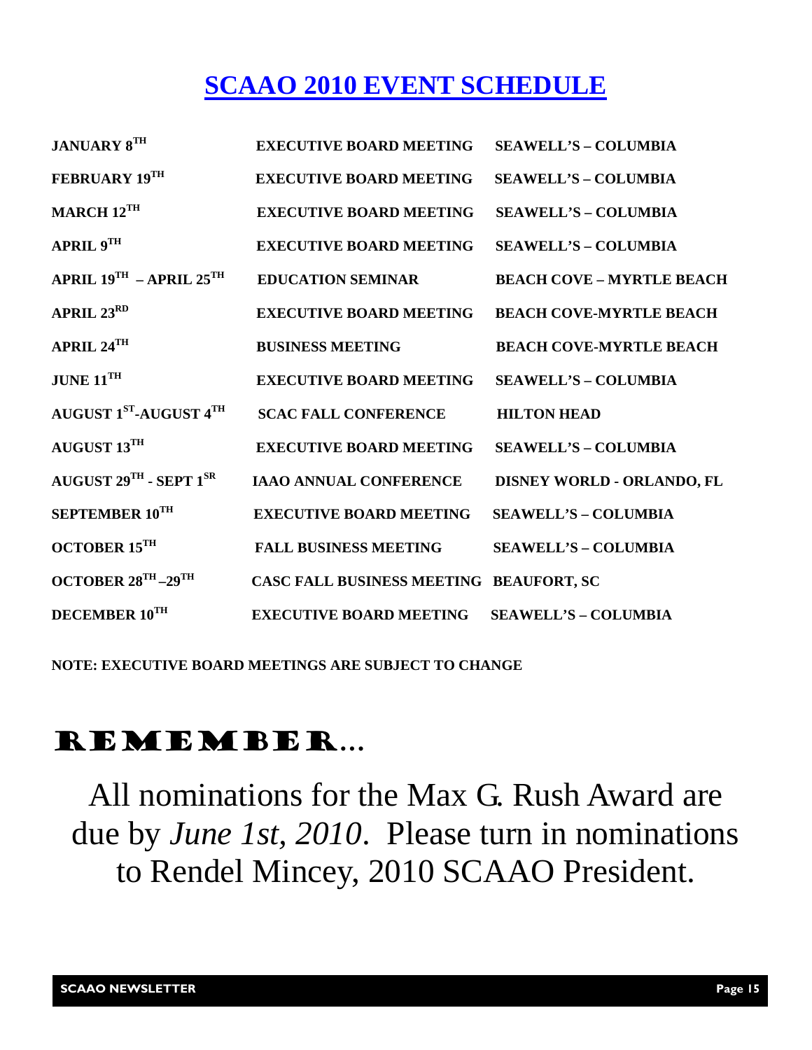# SCAAO 2010 EVENT SCHEDULE

| | | |
|---|---|---|
| **JANUARY 8TH** | **EXECUTIVE BOARD MEETING** | **SEAWELL'S – COLUMBIA** |
| **FEBRUARY 19TH** | **EXECUTIVE BOARD MEETING** | **SEAWELL'S – COLUMBIA** |
| **MARCH 12TH** | **EXECUTIVE BOARD MEETING** | **SEAWELL'S – COLUMBIA** |
| **APRIL 9TH** | **EXECUTIVE BOARD MEETING** | **SEAWELL'S – COLUMBIA** |
| **APRIL 19TH – APRIL 25TH** | **EDUCATION SEMINAR** | **BEACH COVE – MYRTLE BEACH** |
| **APRIL 23RD** | **EXECUTIVE BOARD MEETING** | **BEACH COVE-MYRTLE BEACH** |
| **APRIL 24TH** | **BUSINESS MEETING** | **BEACH COVE-MYRTLE BEACH** |
| **JUNE 11TH** | **EXECUTIVE BOARD MEETING** | **SEAWELL'S – COLUMBIA** |
| **AUGUST 1ST-AUGUST 4TH** | **SCAC FALL CONFERENCE** | **HILTON HEAD** |
| **AUGUST 13TH** | **EXECUTIVE BOARD MEETING** | **SEAWELL'S – COLUMBIA** |
| **AUGUST 29TH - SEPT 1SR** | **IAAO ANNUAL CONFERENCE** | **DISNEY WORLD - ORLANDO, FL** |
| **SEPTEMBER 10TH** | **EXECUTIVE BOARD MEETING** | **SEAWELL'S – COLUMBIA** |
| **OCTOBER 15TH** | **FALL BUSINESS MEETING** | **SEAWELL'S – COLUMBIA** |
| **OCTOBER 28TH –29TH** | **CASC FALL BUSINESS MEETING** | **BEAUFORT, SC** |
| **DECEMBER 10TH** | **EXECUTIVE BOARD MEETING** | **SEAWELL'S – COLUMBIA** |

**NOTE: EXECUTIVE BOARD MEETINGS ARE SUBJECT TO CHANGE**

# REMEMBER…

All nominations for the Max G. Rush Award are due by *June 1st, 2010*. Please turn in nominations to Rendel Mincey, 2010 SCAAO President.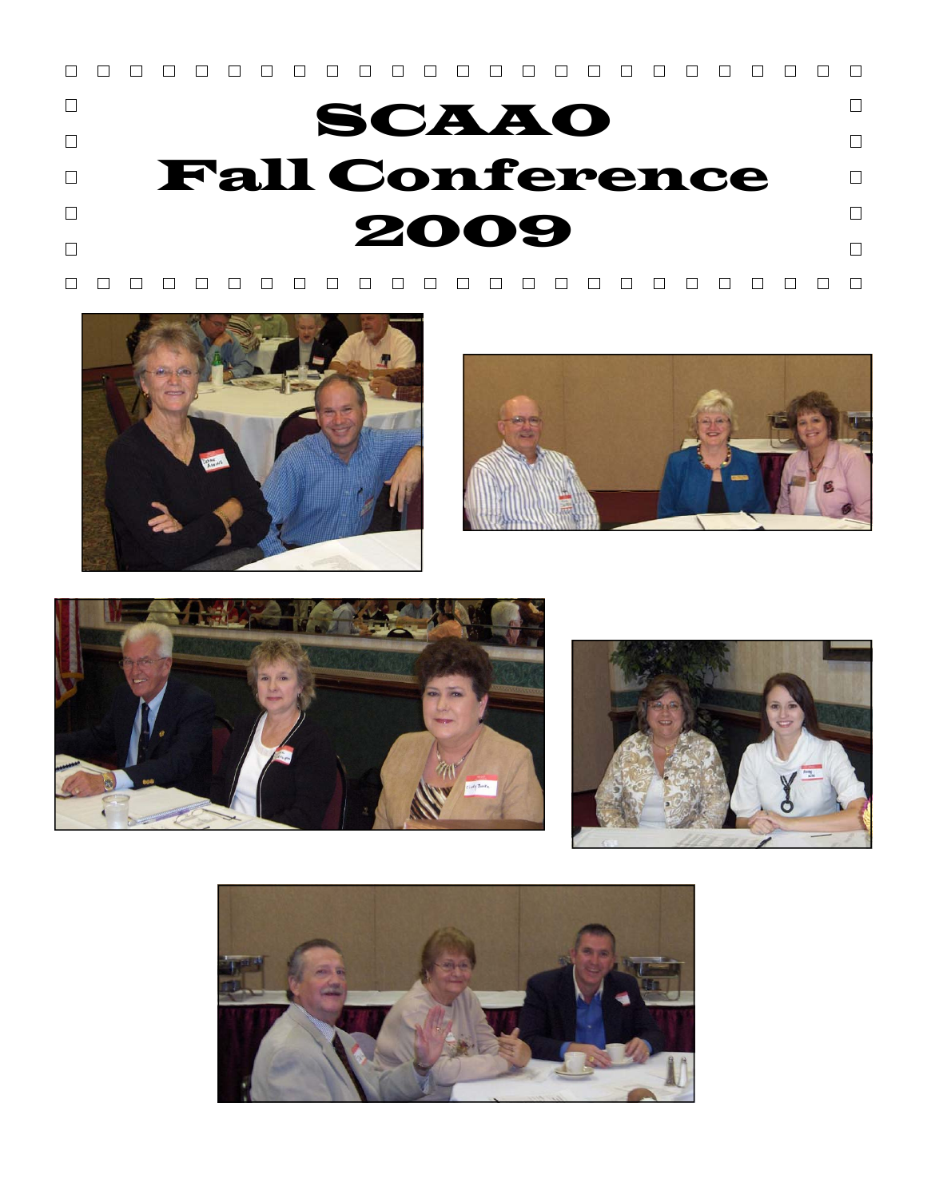# SCAAO Fall Conference 2009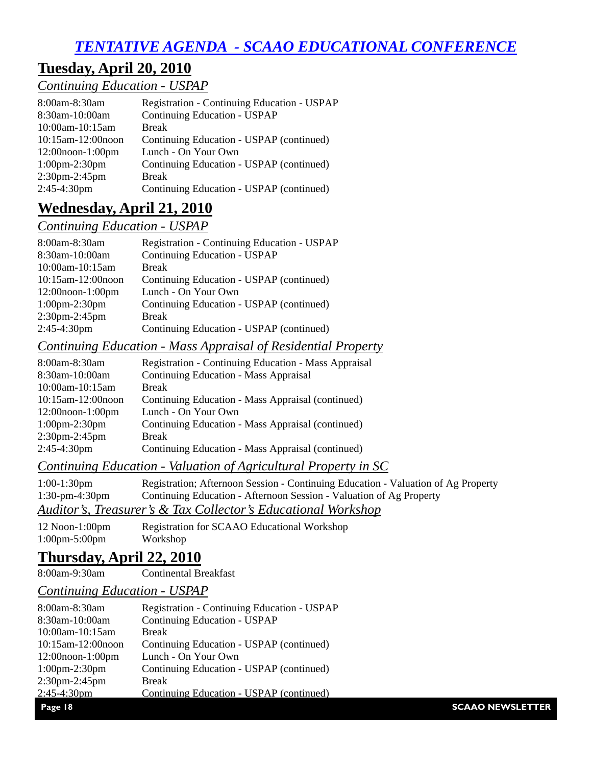# *TENTATIVE AGENDA - SCAAO EDUCATIONAL CONFERENCE*

## Tuesday, April 20, 2010

### *Continuing Education - USPAP*

| | |
|---|---|
| 8:00am-8:30am | Registration - Continuing Education - USPAP |
| 8:30am-10:00am | Continuing Education - USPAP |
| 10:00am-10:15am | Break |
| 10:15am-12:00noon | Continuing Education - USPAP (continued) |
| 12:00noon-1:00pm | Lunch - On Your Own |
| 1:00pm-2:30pm | Continuing Education - USPAP (continued) |
| 2:30pm-2:45pm | Break |
| 2:45-4:30pm | Continuing Education - USPAP (continued) |

## Wednesday, April 21, 2010

### *Continuing Education - USPAP*

| | |
|---|---|
| 8:00am-8:30am | Registration - Continuing Education - USPAP |
| 8:30am-10:00am | Continuing Education - USPAP |
| 10:00am-10:15am | Break |
| 10:15am-12:00noon | Continuing Education - USPAP (continued) |
| 12:00noon-1:00pm | Lunch - On Your Own |
| 1:00pm-2:30pm | Continuing Education - USPAP (continued) |
| 2:30pm-2:45pm | Break |
| 2:45-4:30pm | Continuing Education - USPAP (continued) |

### *Continuing Education - Mass Appraisal of Residential Property*

| | |
|---|---|
| 8:00am-8:30am | Registration - Continuing Education - Mass Appraisal |
| 8:30am-10:00am | Continuing Education - Mass Appraisal |
| 10:00am-10:15am | Break |
| 10:15am-12:00noon | Continuing Education - Mass Appraisal (continued) |
| 12:00noon-1:00pm | Lunch - On Your Own |
| 1:00pm-2:30pm | Continuing Education - Mass Appraisal (continued) |
| 2:30pm-2:45pm | Break |
| 2:45-4:30pm | Continuing Education - Mass Appraisal (continued) |

### *Continuing Education - Valuation of Agricultural Property in SC*

| | |
|---|---|
| 1:00-1:30pm | Registration; Afternoon Session - Continuing Education - Valuation of Ag Property |
| 1:30-pm-4:30pm | Continuing Education - Afternoon Session - Valuation of Ag Property |

### *Auditor's, Treasurer's & Tax Collector's Educational Workshop*

| | |
|---|---|
| 12 Noon-1:00pm | Registration for SCAAO Educational Workshop |
| 1:00pm-5:00pm | Workshop |

## Thursday, April 22, 2010

| | |
|---|---|
| 8:00am-9:30am | Continental Breakfast |

### *Continuing Education - USPAP*

| | |
|---|---|
| 8:00am-8:30am | Registration - Continuing Education - USPAP |
| 8:30am-10:00am | Continuing Education - USPAP |
| 10:00am-10:15am | Break |
| 10:15am-12:00noon | Continuing Education - USPAP (continued) |
| 12:00noon-1:00pm | Lunch - On Your Own |
| 1:00pm-2:30pm | Continuing Education - USPAP (continued) |
| 2:30pm-2:45pm | Break |
| 2:45-4:30pm | Continuing Education - USPAP (continued) |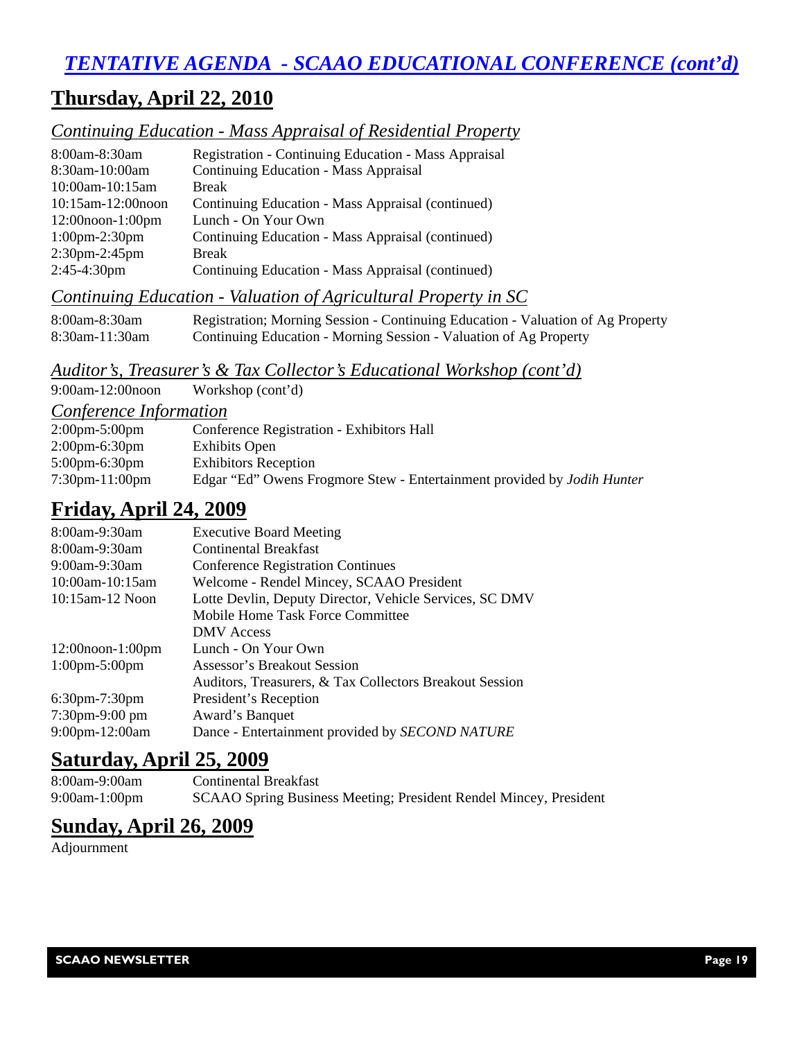# *TENTATIVE AGENDA - SCAAO EDUCATIONAL CONFERENCE (cont'd)*

## Thursday, April 22, 2010

### *Continuing Education - Mass Appraisal of Residential Property*

| | |
|---|---|
| 8:00am-8:30am | Registration - Continuing Education - Mass Appraisal |
| 8:30am-10:00am | Continuing Education - Mass Appraisal |
| 10:00am-10:15am | Break |
| 10:15am-12:00noon | Continuing Education - Mass Appraisal (continued) |
| 12:00noon-1:00pm | Lunch - On Your Own |
| 1:00pm-2:30pm | Continuing Education - Mass Appraisal (continued) |
| 2:30pm-2:45pm | Break |
| 2:45-4:30pm | Continuing Education - Mass Appraisal (continued) |

### *Continuing Education - Valuation of Agricultural Property in SC*

| | |
|---|---|
| 8:00am-8:30am | Registration; Morning Session - Continuing Education - Valuation of Ag Property |
| 8:30am-11:30am | Continuing Education - Morning Session - Valuation of Ag Property |

### *Auditor's, Treasurer's & Tax Collector's Educational Workshop (cont'd)*

| | |
|---|---|
| 9:00am-12:00noon | Workshop (cont'd) |

### *Conference Information*

| | |
|---|---|
| 2:00pm-5:00pm | Conference Registration - Exhibitors Hall |
| 2:00pm-6:30pm | Exhibits Open |
| 5:00pm-6:30pm | Exhibitors Reception |
| 7:30pm-11:00pm | Edgar "Ed" Owens Frogmore Stew - Entertainment provided by *Jodih Hunter* |

## Friday, April 24, 2009

| | |
|---|---|
| 8:00am-9:30am | Executive Board Meeting |
| 8:00am-9:30am | Continental Breakfast |
| 9:00am-9:30am | Conference Registration Continues |
| 10:00am-10:15am | Welcome - Rendel Mincey, SCAAO President |
| 10:15am-12 Noon | Lotte Devlin, Deputy Director, Vehicle Services, SC DMV |
| | Mobile Home Task Force Committee |
| | DMV Access |
| 12:00noon-1:00pm | Lunch - On Your Own |
| 1:00pm-5:00pm | Assessor's Breakout Session |
| | Auditors, Treasurers, & Tax Collectors Breakout Session |
| 6:30pm-7:30pm | President's Reception |
| 7:30pm-9:00 pm | Award's Banquet |
| 9:00pm-12:00am | Dance - Entertainment provided by *SECOND NATURE* |

## Saturday, April 25, 2009

| | |
|---|---|
| 8:00am-9:00am | Continental Breakfast |
| 9:00am-1:00pm | SCAAO Spring Business Meeting; President Rendel Mincey, President |

## Sunday, April 26, 2009

Adjournment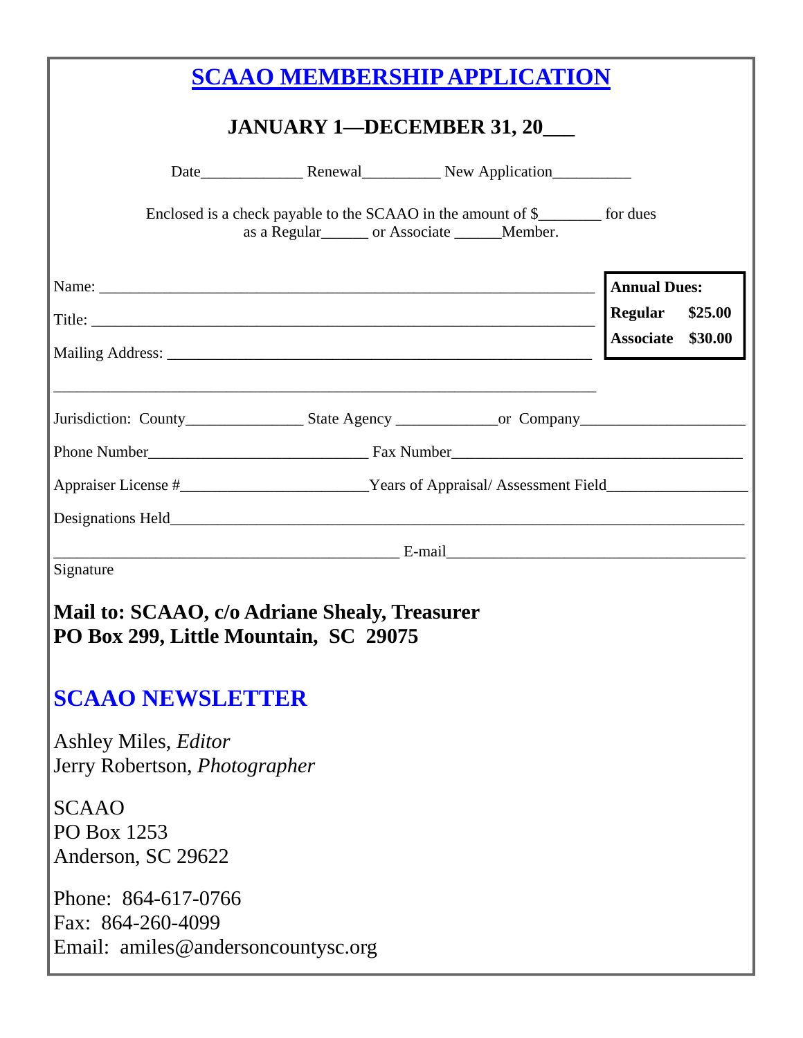# SCAAO MEMBERSHIP APPLICATION

**JANUARY 1—DECEMBER 31, 20___**

Date_____________ Renewal__________ New Application__________

Enclosed is a check payable to the SCAAO in the amount of $________ for dues as a Regular______ or Associate ______Member.

| Annual Dues: | |
|---|---|
| **Regular** | **$25.00** |
| **Associate** | **$30.00** |

Name: ____________________________________________________________

Title: _____________________________________________________________

Mailing Address: ____________________________________________________

_________________________________________________________________

Jurisdiction: County_______________ State Agency _____________or Company____________________

Phone Number___________________________ Fax Number_____________________________________

Appraiser License #_______________________Years of Appraisal/ Assessment Field_________________

Designations Held_______________________________________________________________________

___________________________________________ E-mail______________________________________

Signature

**Mail to: SCAAO, c/o Adriane Shealy, Treasurer**
**PO Box 299, Little Mountain, SC 29075**

## SCAAO NEWSLETTER

Ashley Miles, *Editor*
Jerry Robertson, *Photographer*

SCAAO
PO Box 1253
Anderson, SC 29622

Phone: 864-617-0766
Fax: 864-260-4099
Email: amiles@andersoncountysc.org